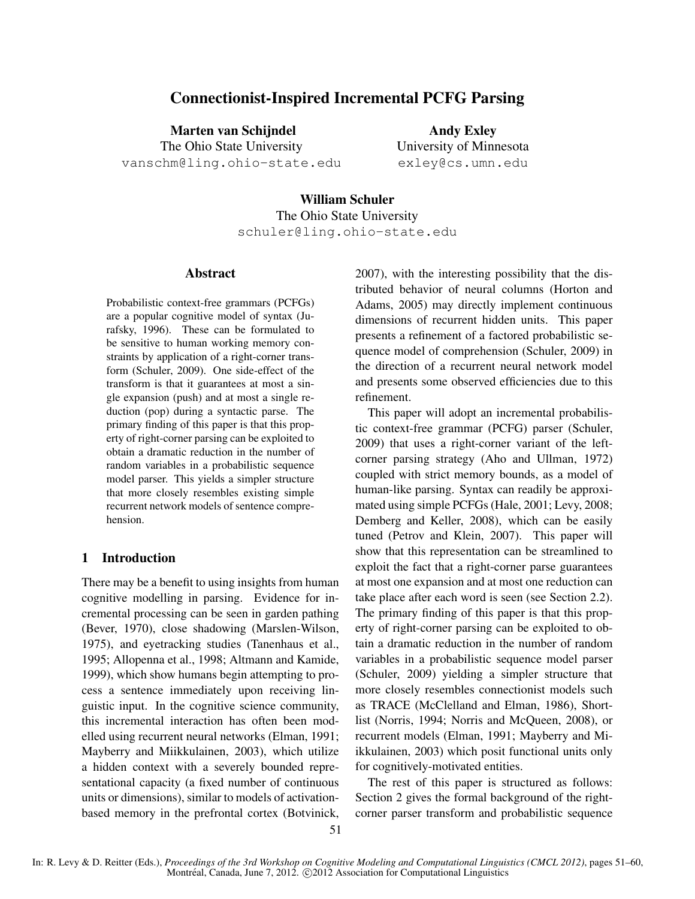# Connectionist-Inspired Incremental PCFG Parsing

**Marten van Schijndel**
The Ohio State University
vanschm@ling.ohio-state.edu

**Andy Exley**
University of Minnesota
exley@cs.umn.edu

**William Schuler**
The Ohio State University
schuler@ling.ohio-state.edu

## Abstract

Probabilistic context-free grammars (PCFGs) are a popular cognitive model of syntax (Jurafsky, 1996). These can be formulated to be sensitive to human working memory constraints by application of a right-corner transform (Schuler, 2009). One side-effect of the transform is that it guarantees at most a single expansion (push) and at most a single reduction (pop) during a syntactic parse. The primary finding of this paper is that this property of right-corner parsing can be exploited to obtain a dramatic reduction in the number of random variables in a probabilistic sequence model parser. This yields a simpler structure that more closely resembles existing simple recurrent network models of sentence comprehension.

## 1 Introduction

There may be a benefit to using insights from human cognitive modelling in parsing. Evidence for incremental processing can be seen in garden pathing (Bever, 1970), close shadowing (Marslen-Wilson, 1975), and eyetracking studies (Tanenhaus et al., 1995; Allopenna et al., 1998; Altmann and Kamide, 1999), which show humans begin attempting to process a sentence immediately upon receiving linguistic input. In the cognitive science community, this incremental interaction has often been modelled using recurrent neural networks (Elman, 1991; Mayberry and Miikkulainen, 2003), which utilize a hidden context with a severely bounded representational capacity (a fixed number of continuous units or dimensions), similar to models of activation-based memory in the prefrontal cortex (Botvinick, 2007), with the interesting possibility that the distributed behavior of neural columns (Horton and Adams, 2005) may directly implement continuous dimensions of recurrent hidden units. This paper presents a refinement of a factored probabilistic sequence model of comprehension (Schuler, 2009) in the direction of a recurrent neural network model and presents some observed efficiencies due to this refinement.

This paper will adopt an incremental probabilistic context-free grammar (PCFG) parser (Schuler, 2009) that uses a right-corner variant of the left-corner parsing strategy (Aho and Ullman, 1972) coupled with strict memory bounds, as a model of human-like parsing. Syntax can readily be approximated using simple PCFGs (Hale, 2001; Levy, 2008; Demberg and Keller, 2008), which can be easily tuned (Petrov and Klein, 2007). This paper will show that this representation can be streamlined to exploit the fact that a right-corner parse guarantees at most one expansion and at most one reduction can take place after each word is seen (see Section 2.2). The primary finding of this paper is that this property of right-corner parsing can be exploited to obtain a dramatic reduction in the number of random variables in a probabilistic sequence model parser (Schuler, 2009) yielding a simpler structure that more closely resembles connectionist models such as TRACE (McClelland and Elman, 1986), Shortlist (Norris, 1994; Norris and McQueen, 2008), or recurrent models (Elman, 1991; Mayberry and Miikkulainen, 2003) which posit functional units only for cognitively-motivated entities.

The rest of this paper is structured as follows: Section 2 gives the formal background of the right-corner parser transform and probabilistic sequence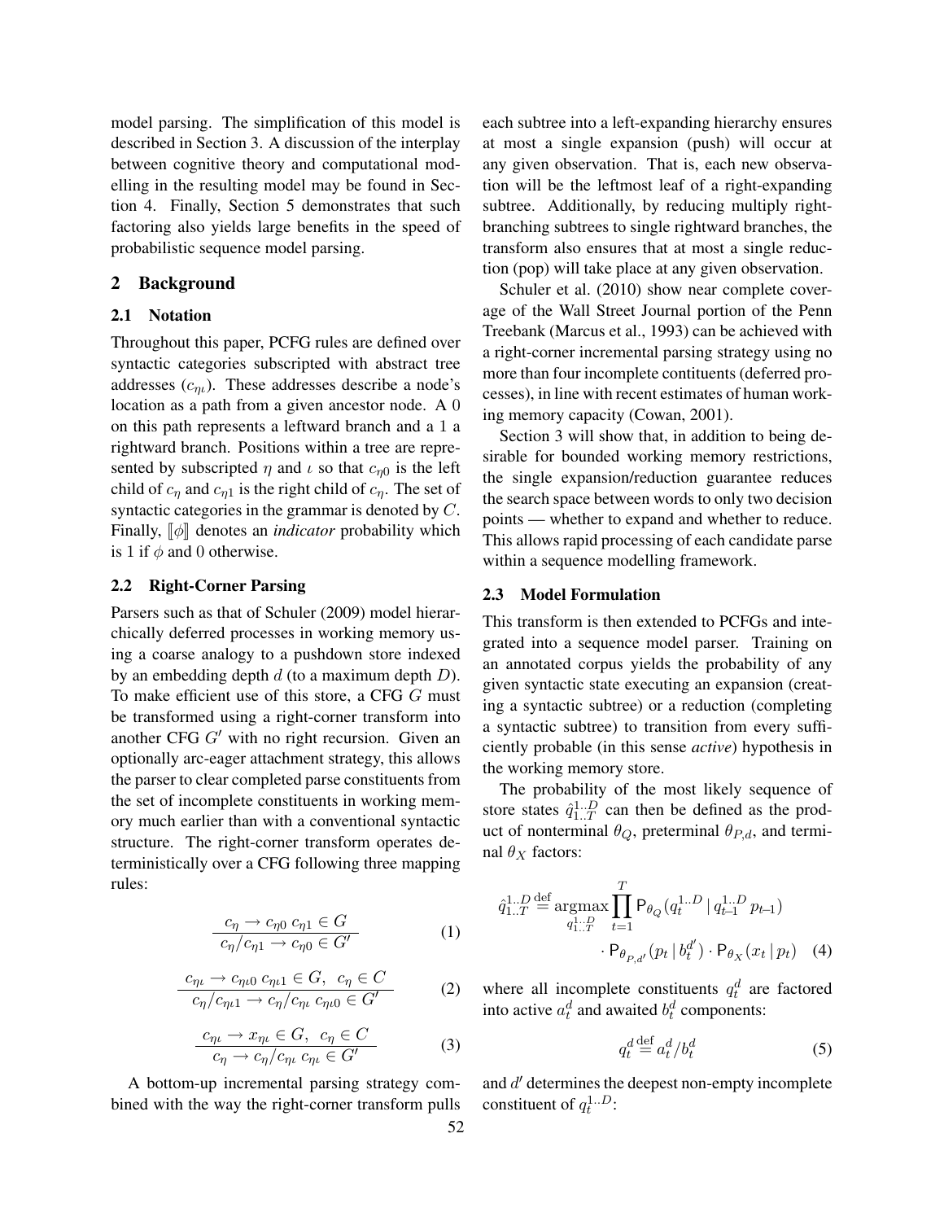model parsing. The simplification of this model is described in Section 3. A discussion of the interplay between cognitive theory and computational modelling in the resulting model may be found in Section 4. Finally, Section 5 demonstrates that such factoring also yields large benefits in the speed of probabilistic sequence model parsing.

## 2 Background

### 2.1 Notation

Throughout this paper, PCFG rules are defined over syntactic categories subscripted with abstract tree addresses ($c_{\eta\iota}$). These addresses describe a node's location as a path from a given ancestor node. A 0 on this path represents a leftward branch and a 1 a rightward branch. Positions within a tree are represented by subscripted $\eta$ and $\iota$ so that $c_{\eta 0}$ is the left child of $c_\eta$ and $c_{\eta 1}$ is the right child of $c_\eta$. The set of syntactic categories in the grammar is denoted by $C$. Finally, $[\![\phi]\!]$ denotes an *indicator* probability which is 1 if $\phi$ and 0 otherwise.

### 2.2 Right-Corner Parsing

Parsers such as that of Schuler (2009) model hierarchically deferred processes in working memory using a coarse analogy to a pushdown store indexed by an embedding depth $d$ (to a maximum depth $D$). To make efficient use of this store, a CFG $G$ must be transformed using a right-corner transform into another CFG $G'$ with no right recursion. Given an optionally arc-eager attachment strategy, this allows the parser to clear completed parse constituents from the set of incomplete constituents in working memory much earlier than with a conventional syntactic structure. The right-corner transform operates deterministically over a CFG following three mapping rules:

$$\frac{c_\eta \rightarrow c_{\eta 0}\; c_{\eta 1} \in G}{c_\eta / c_{\eta 1} \rightarrow c_{\eta 0} \in G'} \tag{1}$$

$$\frac{c_{\eta\iota} \rightarrow c_{\eta\iota 0}\; c_{\eta\iota 1} \in G, \;\; c_\eta \in C}{c_\eta / c_{\eta\iota 1} \rightarrow c_\eta / c_{\eta\iota}\; c_{\eta\iota 0} \in G'} \tag{2}$$

$$\frac{c_{\eta\iota} \rightarrow x_{\eta\iota} \in G, \;\; c_\eta \in C}{c_\eta \rightarrow c_\eta / c_{\eta\iota}\; c_{\eta\iota} \in G'} \tag{3}$$

A bottom-up incremental parsing strategy combined with the way the right-corner transform pulls each subtree into a left-expanding hierarchy ensures at most a single expansion (push) will occur at any given observation. That is, each new observation will be the leftmost leaf of a right-expanding subtree. Additionally, by reducing multiply right-branching subtrees to single rightward branches, the transform also ensures that at most a single reduction (pop) will take place at any given observation.

Schuler et al. (2010) show near complete coverage of the Wall Street Journal portion of the Penn Treebank (Marcus et al., 1993) can be achieved with a right-corner incremental parsing strategy using no more than four incomplete contituents (deferred processes), in line with recent estimates of human working memory capacity (Cowan, 2001).

Section 3 will show that, in addition to being desirable for bounded working memory restrictions, the single expansion/reduction guarantee reduces the search space between words to only two decision points — whether to expand and whether to reduce. This allows rapid processing of each candidate parse within a sequence modelling framework.

### 2.3 Model Formulation

This transform is then extended to PCFGs and integrated into a sequence model parser. Training on an annotated corpus yields the probability of any given syntactic state executing an expansion (creating a syntactic subtree) or a reduction (completing a syntactic subtree) to transition from every sufficiently probable (in this sense *active*) hypothesis in the working memory store.

The probability of the most likely sequence of store states $\hat{q}^{1..D}_{1..T}$ can then be defined as the product of nonterminal $\theta_Q$, preterminal $\theta_{P,d}$, and terminal $\theta_X$ factors:

$$\hat{q}^{1..D}_{1..T} \stackrel{\text{def}}{=} \underset{q^{1..D}_{1..T}}{\operatorname{argmax}} \prod_{t=1}^{T} \mathsf{P}_{\theta_Q}(q^{1..D}_t \mid q^{1..D}_{t-1}\, p_{t-1}) \cdot \mathsf{P}_{\theta_{P,d'}}(p_t \mid b^{d'}_t) \cdot \mathsf{P}_{\theta_X}(x_t \mid p_t) \tag{4}$$

where all incomplete constituents $q^d_t$ are factored into active $a^d_t$ and awaited $b^d_t$ components:

$$q^d_t \stackrel{\text{def}}{=} a^d_t / b^d_t \tag{5}$$

and $d'$ determines the deepest non-empty incomplete constituent of $q^{1..D}_t$: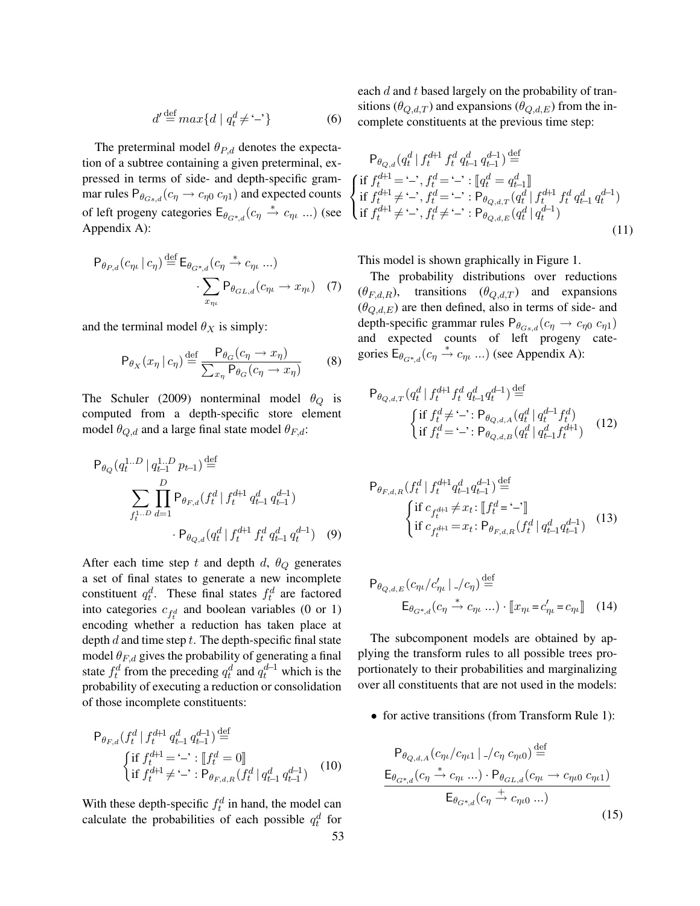$$d' \stackrel{\text{def}}{=} max\{d \mid q_t^d \neq \text{'–'}\} \quad (6)$$

The preterminal model $\theta_{P,d}$ denotes the expectation of a subtree containing a given preterminal, expressed in terms of side- and depth-specific grammar rules $\mathsf{P}_{\theta_{Gs,d}}(c_\eta \rightarrow c_{\eta 0}\ c_{\eta 1})$ and expected counts of left progeny categories $\mathsf{E}_{\theta_{G^*,d}}(c_\eta \xrightarrow{*} c_{\eta\iota}\ ...)$ (see Appendix A):

$$\mathsf{P}_{\theta_{P,d}}(c_{\eta\iota} \mid c_\eta) \stackrel{\text{def}}{=} \mathsf{E}_{\theta_{G^*,d}}(c_\eta \xrightarrow{*} c_{\eta\iota}\ ...) \cdot \sum_{x_{\eta\iota}} \mathsf{P}_{\theta_{GL,d}}(c_{\eta\iota} \rightarrow x_{\eta\iota}) \quad (7)$$

and the terminal model $\theta_X$ is simply:

$$\mathsf{P}_{\theta_X}(x_\eta \mid c_\eta) \stackrel{\text{def}}{=} \frac{\mathsf{P}_{\theta_G}(c_\eta \rightarrow x_\eta)}{\sum_{x_\eta} \mathsf{P}_{\theta_G}(c_\eta \rightarrow x_\eta)} \quad (8)$$

The Schuler (2009) nonterminal model $\theta_Q$ is computed from a depth-specific store element model $\theta_{Q,d}$ and a large final state model $\theta_{F,d}$:

$$\mathsf{P}_{\theta_Q}(q_t^{1..D} \mid q_{t-1}^{1..D}\ p_{t-1}) \stackrel{\text{def}}{=} \sum_{f_t^{1..D}} \prod_{d=1}^{D} \mathsf{P}_{\theta_{F,d}}(f_t^d \mid f_t^{d+1}\ q_{t-1}^d\ q_{t-1}^{d-1}) \cdot \mathsf{P}_{\theta_{Q,d}}(q_t^d \mid f_t^{d+1}\ f_t^d\ q_{t-1}^d\ q_t^{d-1}) \quad (9)$$

After each time step $t$ and depth $d$, $\theta_Q$ generates a set of final states to generate a new incomplete constituent $q_t^d$. These final states $f_t^d$ are factored into categories $c_{f_t^d}$ and boolean variables (0 or 1) encoding whether a reduction has taken place at depth $d$ and time step $t$. The depth-specific final state model $\theta_{F,d}$ gives the probability of generating a final state $f_t^d$ from the preceding $q_t^d$ and $q_t^{d-1}$ which is the probability of executing a reduction or consolidation of those incomplete constituents:

$$\mathsf{P}_{\theta_{F,d}}(f_t^d \mid f_t^{d+1}\ q_{t-1}^d\ q_{t-1}^{d-1}) \stackrel{\text{def}}{=} \begin{cases} \text{if } f_t^{d+1} = \text{'–'} : [\![f_t^d = 0]\!] \\ \text{if } f_t^{d+1} \neq \text{'–'} : \mathsf{P}_{\theta_{F,d,R}}(f_t^d \mid q_{t-1}^d\ q_{t-1}^{d-1}) \end{cases} \quad (10)$$

With these depth-specific $f_t^d$ in hand, the model can calculate the probabilities of each possible $q_t^d$ for each $d$ and $t$ based largely on the probability of transitions ($\theta_{Q,d,T}$) and expansions ($\theta_{Q,d,E}$) from the incomplete constituents at the previous time step:

$$\mathsf{P}_{\theta_{Q,d}}(q_t^d \mid f_t^{d+1}\ f_t^d\ q_{t-1}^d\ q_{t-1}^{d-1}) \stackrel{\text{def}}{=} \begin{cases} \text{if } f_t^{d+1} = \text{'–'}, f_t^d = \text{'–'} : [\![q_t^d = q_{t-1}^d]\!] \\ \text{if } f_t^{d+1} \neq \text{'–'}, f_t^d = \text{'–'} : \mathsf{P}_{\theta_{Q,d,T}}(q_t^d \mid f_t^{d+1}\ f_t^d\ q_{t-1}^d\ q_t^{d-1}) \\ \text{if } f_t^{d+1} \neq \text{'–'}, f_t^d \neq \text{'–'} : \mathsf{P}_{\theta_{Q,d,E}}(q_t^d \mid q_t^{d-1}) \end{cases} \quad (11)$$

This model is shown graphically in Figure 1.

The probability distributions over reductions ($\theta_{F,d,R}$), transitions ($\theta_{Q,d,T}$) and expansions ($\theta_{Q,d,E}$) are then defined, also in terms of side- and depth-specific grammar rules $\mathsf{P}_{\theta_{Gs,d}}(c_\eta \rightarrow c_{\eta 0}\ c_{\eta 1})$ and expected counts of left progeny categories $\mathsf{E}_{\theta_{G^*,d}}(c_\eta \xrightarrow{*} c_{\eta\iota}\ ...)$ (see Appendix A):

$$\mathsf{P}_{\theta_{Q,d,T}}(q_t^d \mid f_t^{d+1} f_t^d\ q_{t-1}^d q_t^{d-1}) \stackrel{\text{def}}{=} \begin{cases} \text{if } f_t^d \neq \text{'–'} : \mathsf{P}_{\theta_{Q,d,A}}(q_t^d \mid q_t^{d-1}\ f_t^d) \\ \text{if } f_t^d = \text{'–'} : \mathsf{P}_{\theta_{Q,d,B}}(q_t^d \mid q_{t-1}^d f_t^{d+1}) \end{cases} \quad (12)$$

$$\mathsf{P}_{\theta_{F,d,R}}(f_t^d \mid f_t^{d+1} q_{t-1}^d q_{t-1}^{d-1}) \stackrel{\text{def}}{=} \begin{cases} \text{if } c_{f_t^{d+1}} \neq x_t : [\![f_t^d = \text{'–'}]\!] \\ \text{if } c_{f_t^{d+1}} = x_t : \mathsf{P}_{\theta_{F,d,R}}(f_t^d \mid q_{t-1}^d q_{t-1}^{d-1}) \end{cases} \quad (13)$$

$$\mathsf{P}_{\theta_{Q,d,E}}(c_{\eta\iota}/c'_{\eta\iota} \mid \text{\_}/c_\eta) \stackrel{\text{def}}{=} \mathsf{E}_{\theta_{G^*,d}}(c_\eta \xrightarrow{*} c_{\eta\iota}\ ...) \cdot [\![x_{\eta\iota} = c'_{\eta\iota} = c_{\eta\iota}]\!] \quad (14)$$

The subcomponent models are obtained by applying the transform rules to all possible trees proportionately to their probabilities and marginalizing over all constituents that are not used in the models:

- for active transitions (from Transform Rule 1):

$$\mathsf{P}_{\theta_{Q,d,A}}(c_{\eta\iota}/c_{\eta\iota 1} \mid \text{\_}/c_\eta\ c_{\eta\iota 0}) \stackrel{\text{def}}{=} \frac{\mathsf{E}_{\theta_{G^*,d}}(c_\eta \xrightarrow{*} c_{\eta\iota}\ ...) \cdot \mathsf{P}_{\theta_{GL,d}}(c_{\eta\iota} \rightarrow c_{\eta\iota 0}\ c_{\eta\iota 1})}{\mathsf{E}_{\theta_{G^*,d}}(c_\eta \xrightarrow{+} c_{\eta\iota 0}\ ...)} \quad (15)$$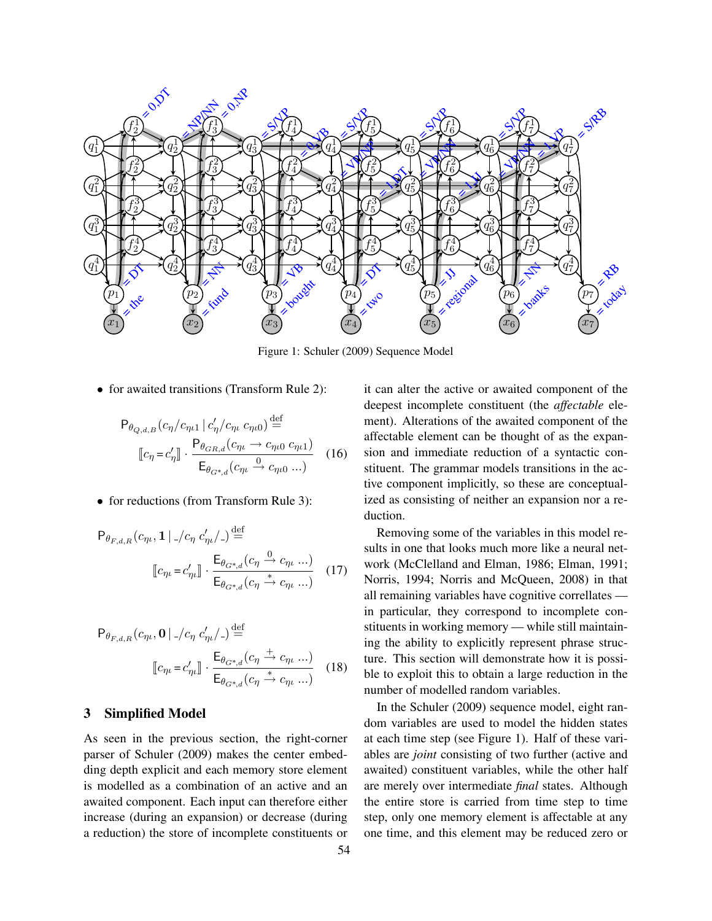Figure 1: Schuler (2009) Sequence Model

- for awaited transitions (Transform Rule 2):

$$\mathsf{P}_{\theta_{Q,d,B}}(c_\eta/c_{\eta\iota 1} \mid c'_\eta/c_{\eta\iota}\ c_{\eta\iota 0}) \stackrel{\text{def}}{=} [\![c_\eta = c'_\eta]\!] \cdot \frac{\mathsf{P}_{\theta_{GR,d}}(c_{\eta\iota} \rightarrow c_{\eta\iota 0}\ c_{\eta\iota 1})}{\mathsf{E}_{\theta_{G^*,d}}(c_{\eta\iota} \xrightarrow{0} c_{\eta\iota 0}\ \ldots)} \quad (16)$$

- for reductions (from Transform Rule 3):

$$\mathsf{P}_{\theta_{F,d,R}}(c_{\eta\iota}, \mathbf{1} \mid \_/c_\eta\ c'_{\eta\iota}/\_) \stackrel{\text{def}}{=} [\![c_{\eta\iota} = c'_{\eta\iota}]\!] \cdot \frac{\mathsf{E}_{\theta_{G^*,d}}(c_\eta \xrightarrow{0} c_{\eta\iota}\ \ldots)}{\mathsf{E}_{\theta_{G^*,d}}(c_\eta \xrightarrow{*} c_{\eta\iota}\ \ldots)} \quad (17)$$

$$\mathsf{P}_{\theta_{F,d,R}}(c_{\eta\iota}, \mathbf{0} \mid \_/c_\eta\ c'_{\eta\iota}/\_) \stackrel{\text{def}}{=} [\![c_{\eta\iota} = c'_{\eta\iota}]\!] \cdot \frac{\mathsf{E}_{\theta_{G^*,d}}(c_\eta \xrightarrow{+} c_{\eta\iota}\ \ldots)}{\mathsf{E}_{\theta_{G^*,d}}(c_\eta \xrightarrow{*} c_{\eta\iota}\ \ldots)} \quad (18)$$

## 3 Simplified Model

As seen in the previous section, the right-corner parser of Schuler (2009) makes the center embedding depth explicit and each memory store element is modelled as a combination of an active and an awaited component. Each input can therefore either increase (during an expansion) or decrease (during a reduction) the store of incomplete constituents or it can alter the active or awaited component of the deepest incomplete constituent (the *affectable* element). Alterations of the awaited component of the affectable element can be thought of as the expansion and immediate reduction of a syntactic constituent. The grammar models transitions in the active component implicitly, so these are conceptualized as consisting of neither an expansion nor a reduction.

Removing some of the variables in this model results in one that looks much more like a neural network (McClelland and Elman, 1986; Elman, 1991; Norris, 1994; Norris and McQueen, 2008) in that all remaining variables have cognitive correllates — in particular, they correspond to incomplete constituents in working memory — while still maintaining the ability to explicitly represent phrase structure. This section will demonstrate how it is possible to exploit this to obtain a large reduction in the number of modelled random variables.

In the Schuler (2009) sequence model, eight random variables are used to model the hidden states at each time step (see Figure 1). Half of these variables are *joint* consisting of two further (active and awaited) constituent variables, while the other half are merely over intermediate *final* states. Although the entire store is carried from time step to time step, only one memory element is affectable at any one time, and this element may be reduced zero or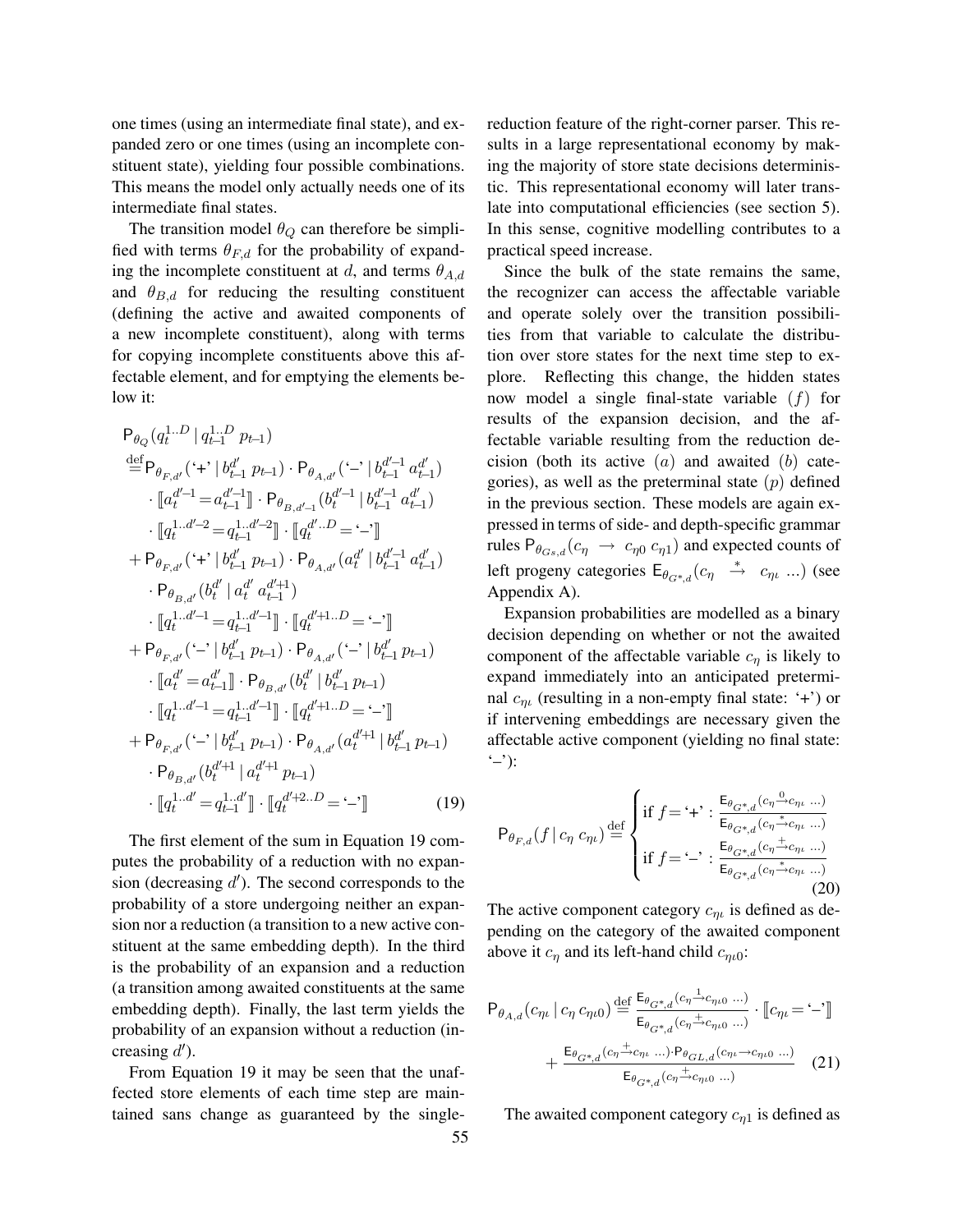one times (using an intermediate final state), and expanded zero or one times (using an incomplete constituent state), yielding four possible combinations. This means the model only actually needs one of its intermediate final states.

The transition model $\theta_Q$ can therefore be simplified with terms $\theta_{F,d}$ for the probability of expanding the incomplete constituent at $d$, and terms $\theta_{A,d}$ and $\theta_{B,d}$ for reducing the resulting constituent (defining the active and awaited components of a new incomplete constituent), along with terms for copying incomplete constituents above this affectable element, and for emptying the elements below it:

$$
\begin{aligned}
&\mathsf{P}_{\theta_Q}(q_t^{1..D} \mid q_{t-1}^{1..D}\ p_{t-1}) \\
&\stackrel{\text{def}}{=} \mathsf{P}_{\theta_{F,d'}}(\text{'+'} \mid b_{t-1}^{d'}\ p_{t-1}) \cdot \mathsf{P}_{\theta_{A,d'}}(\text{'–'} \mid b_{t-1}^{d'-1}\ a_{t-1}^{d'}) \\
&\quad \cdot [\![ a_t^{d'-1} = a_{t-1}^{d'-1} ]\!] \cdot \mathsf{P}_{\theta_{B,d'-1}}(b_t^{d'-1} \mid b_{t-1}^{d'-1}\ a_{t-1}^{d'}) \\
&\quad \cdot [\![ q_t^{1..d'-2} = q_{t-1}^{1..d'-2} ]\!] \cdot [\![ q_t^{d'..D} = \text{'–'} ]\!] \\
&+ \mathsf{P}_{\theta_{F,d'}}(\text{'+'} \mid b_{t-1}^{d'}\ p_{t-1}) \cdot \mathsf{P}_{\theta_{A,d'}}(a_t^{d'} \mid b_{t-1}^{d'-1}\ a_{t-1}^{d'}) \\
&\quad \cdot \mathsf{P}_{\theta_{B,d'}}(b_t^{d'} \mid a_t^{d'}\ a_{t-1}^{d'+1}) \\
&\quad \cdot [\![ q_t^{1..d'-1} = q_{t-1}^{1..d'-1} ]\!] \cdot [\![ q_t^{d'+1..D} = \text{'–'} ]\!] \\
&+ \mathsf{P}_{\theta_{F,d'}}(\text{'–'} \mid b_{t-1}^{d'}\ p_{t-1}) \cdot \mathsf{P}_{\theta_{A,d'}}(\text{'–'} \mid b_{t-1}^{d'}\ p_{t-1}) \\
&\quad \cdot [\![ a_t^{d'} = a_{t-1}^{d'} ]\!] \cdot \mathsf{P}_{\theta_{B,d'}}(b_t^{d'} \mid b_{t-1}^{d'}\ p_{t-1}) \\
&\quad \cdot [\![ q_t^{1..d'-1} = q_{t-1}^{1..d'-1} ]\!] \cdot [\![ q_t^{d'+1..D} = \text{'–'} ]\!] \\
&+ \mathsf{P}_{\theta_{F,d'}}(\text{'–'} \mid b_{t-1}^{d'}\ p_{t-1}) \cdot \mathsf{P}_{\theta_{A,d'}}(a_t^{d'+1} \mid b_{t-1}^{d'}\ p_{t-1}) \\
&\quad \cdot \mathsf{P}_{\theta_{B,d'}}(b_t^{d'+1} \mid a_t^{d'+1}\ p_{t-1}) \\
&\quad \cdot [\![ q_t^{1..d'} = q_{t-1}^{1..d'} ]\!] \cdot [\![ q_t^{d'+2..D} = \text{'–'} ]\!]
\end{aligned}
\tag{19}
$$

The first element of the sum in Equation 19 computes the probability of a reduction with no expansion (decreasing $d'$). The second corresponds to the probability of a store undergoing neither an expansion nor a reduction (a transition to a new active constituent at the same embedding depth). In the third is the probability of an expansion and a reduction (a transition among awaited constituents at the same embedding depth). Finally, the last term yields the probability of an expansion without a reduction (increasing $d'$).

From Equation 19 it may be seen that the unaffected store elements of each time step are maintained sans change as guaranteed by the single-reduction feature of the right-corner parser. This results in a large representational economy by making the majority of store state decisions deterministic. This representational economy will later translate into computational efficiencies (see section 5). In this sense, cognitive modelling contributes to a practical speed increase.

Since the bulk of the state remains the same, the recognizer can access the affectable variable and operate solely over the transition possibilities from that variable to calculate the distribution over store states for the next time step to explore. Reflecting this change, the hidden states now model a single final-state variable ($f$) for results of the expansion decision, and the affectable variable resulting from the reduction decision (both its active ($a$) and awaited ($b$) categories), as well as the preterminal state ($p$) defined in the previous section. These models are again expressed in terms of side- and depth-specific grammar rules $\mathsf{P}_{\theta_{Gs,d}}(c_\eta \rightarrow c_{\eta 0}\ c_{\eta 1})$ and expected counts of left progeny categories $\mathsf{E}_{\theta_{G^*,d}}(c_\eta \stackrel{*}{\rightarrow} c_{\eta\iota}\ ...)$ (see Appendix A).

Expansion probabilities are modelled as a binary decision depending on whether or not the awaited component of the affectable variable $c_\eta$ is likely to expand immediately into an anticipated preterminal $c_{\eta\iota}$ (resulting in a non-empty final state: '+') or if intervening embeddings are necessary given the affectable active component (yielding no final state: '–'):

$$
\mathsf{P}_{\theta_{F,d}}(f \mid c_\eta\ c_{\eta\iota}) \stackrel{\text{def}}{=}
\begin{cases}
\text{if } f = \text{'+'} : \dfrac{\mathsf{E}_{\theta_{G^*,d}}(c_\eta \stackrel{0}{\rightarrow} c_{\eta\iota}\ ...)}{\mathsf{E}_{\theta_{G^*,d}}(c_\eta \stackrel{*}{\rightarrow} c_{\eta\iota}\ ...)} \\
\text{if } f = \text{'–'} : \dfrac{\mathsf{E}_{\theta_{G^*,d}}(c_\eta \stackrel{+}{\rightarrow} c_{\eta\iota}\ ...)}{\mathsf{E}_{\theta_{G^*,d}}(c_\eta \stackrel{*}{\rightarrow} c_{\eta\iota}\ ...)}
\end{cases}
\tag{20}
$$

The active component category $c_{\eta\iota}$ is defined as depending on the category of the awaited component above it $c_\eta$ and its left-hand child $c_{\eta\iota 0}$:

$$
\begin{aligned}
\mathsf{P}_{\theta_{A,d}}(c_{\eta\iota} \mid c_\eta\ c_{\eta\iota 0}) &\stackrel{\text{def}}{=} \frac{\mathsf{E}_{\theta_{G^*,d}}(c_\eta \stackrel{1}{\rightarrow} c_{\eta\iota 0}\ ...)}{\mathsf{E}_{\theta_{G^*,d}}(c_\eta \stackrel{+}{\rightarrow} c_{\eta\iota 0}\ ...)} \cdot [\![ c_{\eta\iota} = \text{'–'} ]\!] \\
&+ \frac{\mathsf{E}_{\theta_{G^*,d}}(c_\eta \stackrel{+}{\rightarrow} c_{\eta\iota}\ ...) \cdot \mathsf{P}_{\theta_{GL,d}}(c_{\eta\iota} \rightarrow c_{\eta\iota 0}\ ...)}{\mathsf{E}_{\theta_{G^*,d}}(c_\eta \stackrel{+}{\rightarrow} c_{\eta\iota 0}\ ...)}
\end{aligned}
\tag{21}
$$

The awaited component category $c_{\eta 1}$ is defined as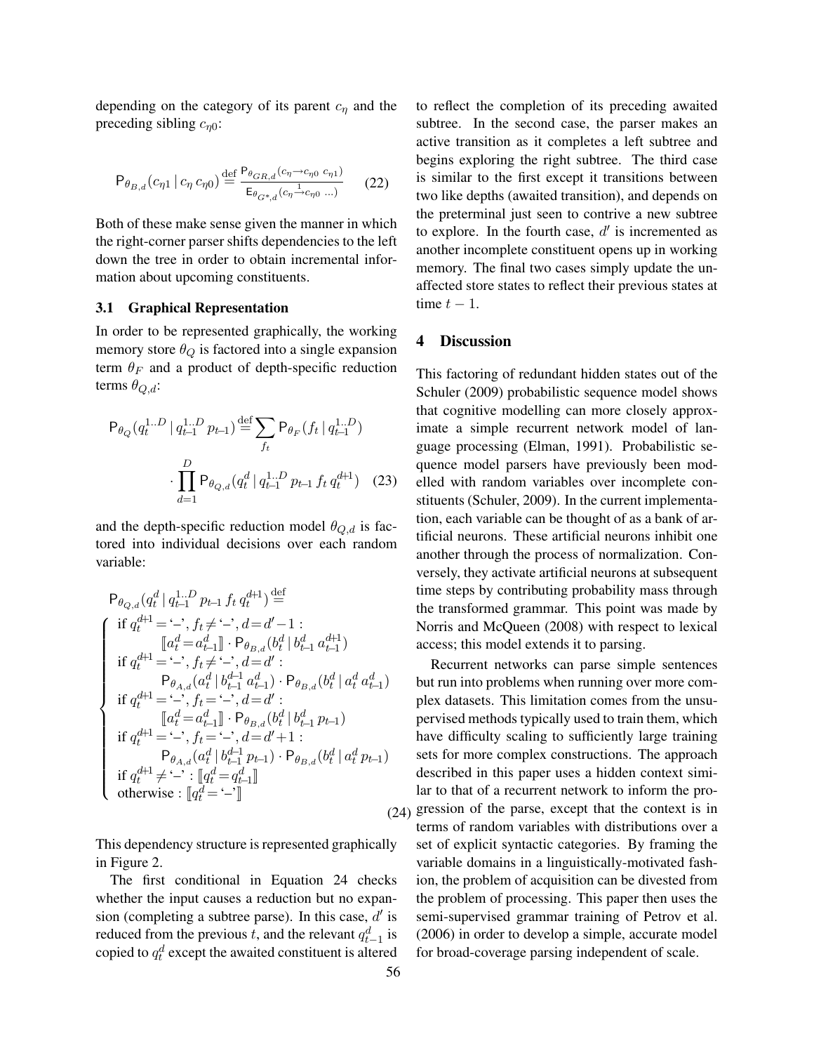depending on the category of its parent $c_\eta$ and the preceding sibling $c_{\eta 0}$:

$$\mathsf{P}_{\theta_{B,d}}(c_{\eta 1} \mid c_\eta \, c_{\eta 0}) \stackrel{\text{def}}{=} \frac{\mathsf{P}_{\theta_{GR,d}}(c_\eta \rightarrow c_{\eta 0} \; c_{\eta 1})}{\mathsf{E}_{\theta_{G^*,d}}(c_\eta \stackrel{1}{\rightarrow} c_{\eta 0} \; ...)} \quad (22)$$

Both of these make sense given the manner in which the right-corner parser shifts dependencies to the left down the tree in order to obtain incremental information about upcoming constituents.

### 3.1 Graphical Representation

In order to be represented graphically, the working memory store $\theta_Q$ is factored into a single expansion term $\theta_F$ and a product of depth-specific reduction terms $\theta_{Q,d}$:

$$\mathsf{P}_{\theta_Q}(q_t^{1..D} \mid q_{t-1}^{1..D} \, p_{t-1}) \stackrel{\text{def}}{=} \sum_{f_t} \mathsf{P}_{\theta_F}(f_t \mid q_{t-1}^{1..D}) \cdot \prod_{d=1}^{D} \mathsf{P}_{\theta_{Q,d}}(q_t^d \mid q_{t-1}^{1..D} \, p_{t-1} \, f_t \, q_t^{d+1}) \quad (23)$$

and the depth-specific reduction model $\theta_{Q,d}$ is factored into individual decisions over each random variable:

$$\mathsf{P}_{\theta_{Q,d}}(q_t^d \mid q_{t-1}^{1..D} \, p_{t-1} \, f_t \, q_t^{d+1}) \stackrel{\text{def}}{=}
\begin{cases}
\text{if } q_t^{d+1} = \text{`–'}, f_t \neq \text{`–'}, d = d'-1 : \\
\quad [\![ a_t^d = a_{t-1}^d ]\!] \cdot \mathsf{P}_{\theta_{B,d}}(b_t^d \mid b_{t-1}^d \, a_{t-1}^{d+1}) \\
\text{if } q_t^{d+1} = \text{`–'}, f_t \neq \text{`–'}, d = d' : \\
\quad \mathsf{P}_{\theta_{A,d}}(a_t^d \mid b_{t-1}^{d-1} \, a_{t-1}^d) \cdot \mathsf{P}_{\theta_{B,d}}(b_t^d \mid a_t^d \, a_{t-1}^d) \\
\text{if } q_t^{d+1} = \text{`–'}, f_t = \text{`–'}, d = d' : \\
\quad [\![ a_t^d = a_{t-1}^d ]\!] \cdot \mathsf{P}_{\theta_{B,d}}(b_t^d \mid b_{t-1}^d \, p_{t-1}) \\
\text{if } q_t^{d+1} = \text{`–'}, f_t = \text{`–'}, d = d'+1 : \\
\quad \mathsf{P}_{\theta_{A,d}}(a_t^d \mid b_{t-1}^{d-1} \, p_{t-1}) \cdot \mathsf{P}_{\theta_{B,d}}(b_t^d \mid a_t^d \, p_{t-1}) \\
\text{if } q_t^{d+1} \neq \text{`–'} : [\![ q_t^d = q_{t-1}^d ]\!] \\
\text{otherwise} : [\![ q_t^d = \text{`–'} ]\!]
\end{cases} \quad (24)$$

This dependency structure is represented graphically in Figure 2.

The first conditional in Equation 24 checks whether the input causes a reduction but no expansion (completing a subtree parse). In this case, $d'$ is reduced from the previous $t$, and the relevant $q_{t-1}^d$ is copied to $q_t^d$ except the awaited constituent is altered to reflect the completion of its preceding awaited subtree. In the second case, the parser makes an active transition as it completes a left subtree and begins exploring the right subtree. The third case is similar to the first except it transitions between two like depths (awaited transition), and depends on the preterminal just seen to contrive a new subtree to explore. In the fourth case, $d'$ is incremented as another incomplete constituent opens up in working memory. The final two cases simply update the unaffected store states to reflect their previous states at time $t-1$.

## 4 Discussion

This factoring of redundant hidden states out of the Schuler (2009) probabilistic sequence model shows that cognitive modelling can more closely approximate a simple recurrent network model of language processing (Elman, 1991). Probabilistic sequence model parsers have previously been modelled with random variables over incomplete constituents (Schuler, 2009). In the current implementation, each variable can be thought of as a bank of artificial neurons. These artificial neurons inhibit one another through the process of normalization. Conversely, they activate artificial neurons at subsequent time steps by contributing probability mass through the transformed grammar. This point was made by Norris and McQueen (2008) with respect to lexical access; this model extends it to parsing.

Recurrent networks can parse simple sentences but run into problems when running over more complex datasets. This limitation comes from the unsupervised methods typically used to train them, which have difficulty scaling to sufficiently large training sets for more complex constructions. The approach described in this paper uses a hidden context similar to that of a recurrent network to inform the progression of the parse, except that the context is in terms of random variables with distributions over a set of explicit syntactic categories. By framing the variable domains in a linguistically-motivated fashion, the problem of acquisition can be divested from the problem of processing. This paper then uses the semi-supervised grammar training of Petrov et al. (2006) in order to develop a simple, accurate model for broad-coverage parsing independent of scale.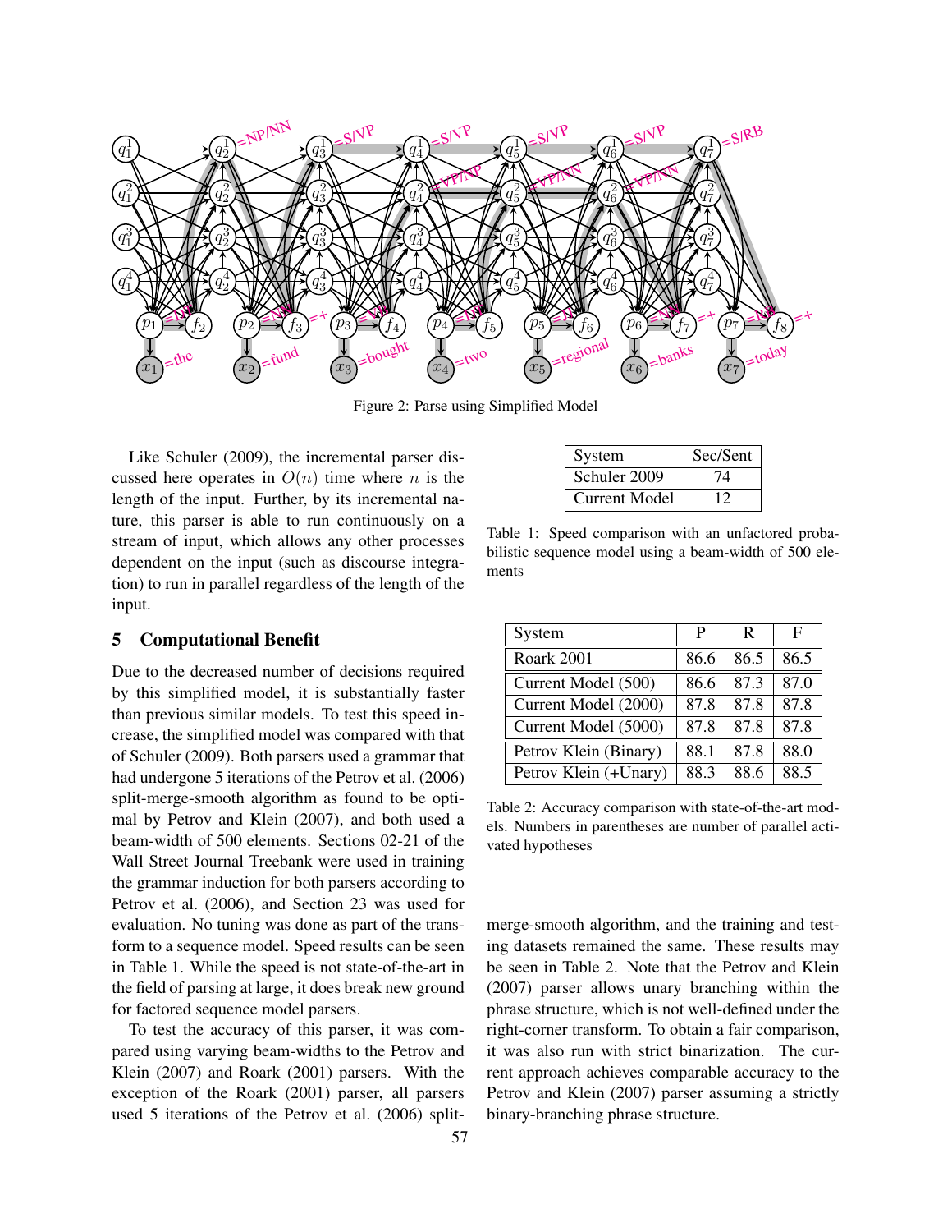Figure 2: Parse using Simplified Model

Like Schuler (2009), the incremental parser discussed here operates in $O(n)$ time where $n$ is the length of the input. Further, by its incremental nature, this parser is able to run continuously on a stream of input, which allows any other processes dependent on the input (such as discourse integration) to run in parallel regardless of the length of the input.

## 5 Computational Benefit

Due to the decreased number of decisions required by this simplified model, it is substantially faster than previous similar models. To test this speed increase, the simplified model was compared with that of Schuler (2009). Both parsers used a grammar that had undergone 5 iterations of the Petrov et al. (2006) split-merge-smooth algorithm as found to be optimal by Petrov and Klein (2007), and both used a beam-width of 500 elements. Sections 02-21 of the Wall Street Journal Treebank were used in training the grammar induction for both parsers according to Petrov et al. (2006), and Section 23 was used for evaluation. No tuning was done as part of the transform to a sequence model. Speed results can be seen in Table 1. While the speed is not state-of-the-art in the field of parsing at large, it does break new ground for factored sequence model parsers.

To test the accuracy of this parser, it was compared using varying beam-widths to the Petrov and Klein (2007) and Roark (2001) parsers. With the exception of the Roark (2001) parser, all parsers used 5 iterations of the Petrov et al. (2006) split-merge-smooth algorithm, and the training and testing datasets remained the same. These results may be seen in Table 2. Note that the Petrov and Klein (2007) parser allows unary branching within the phrase structure, which is not well-defined under the right-corner transform. To obtain a fair comparison, it was also run with strict binarization. The current approach achieves comparable accuracy to the Petrov and Klein (2007) parser assuming a strictly binary-branching phrase structure.

| System | Sec/Sent |
|---|---|
| Schuler 2009 | 74 |
| Current Model | 12 |

Table 1: Speed comparison with an unfactored probabilistic sequence model using a beam-width of 500 elements

| System | P | R | F |
|---|---|---|---|
| Roark 2001 | 86.6 | 86.5 | 86.5 |
| Current Model (500) | 86.6 | 87.3 | 87.0 |
| Current Model (2000) | 87.8 | 87.8 | 87.8 |
| Current Model (5000) | 87.8 | 87.8 | 87.8 |
| Petrov Klein (Binary) | 88.1 | 87.8 | 88.0 |
| Petrov Klein (+Unary) | 88.3 | 88.6 | 88.5 |

Table 2: Accuracy comparison with state-of-the-art models. Numbers in parentheses are number of parallel activated hypotheses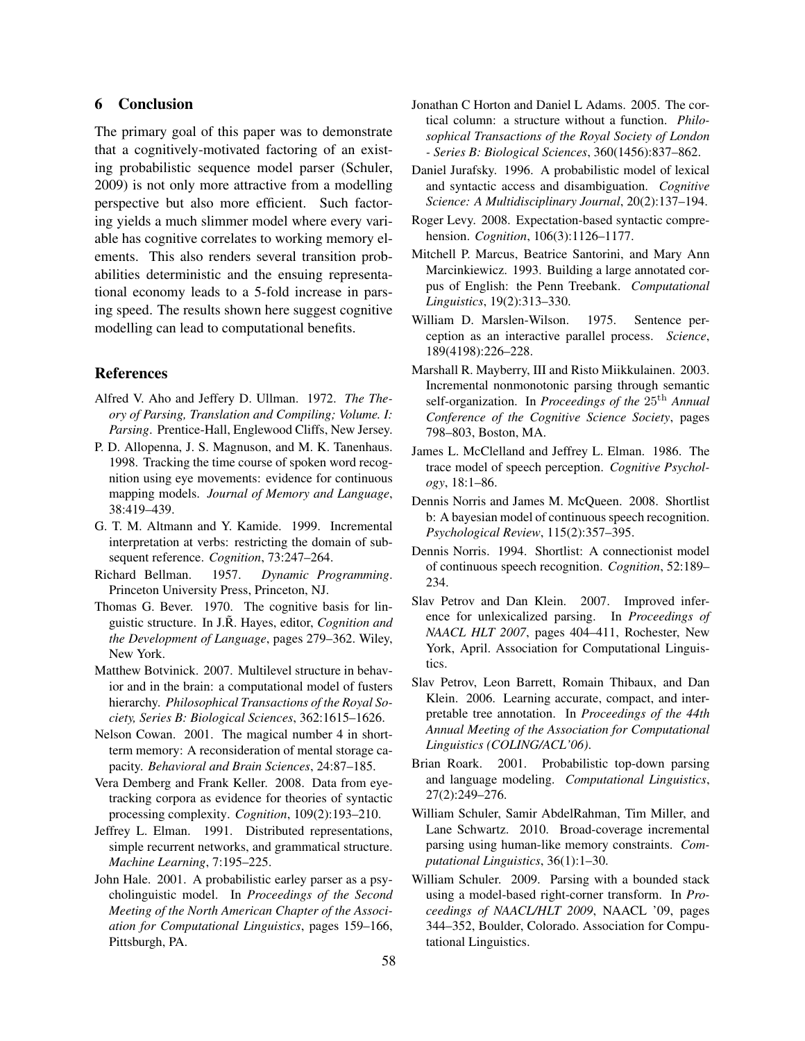## 6 Conclusion

The primary goal of this paper was to demonstrate that a cognitively-motivated factoring of an existing probabilistic sequence model parser (Schuler, 2009) is not only more attractive from a modelling perspective but also more efficient. Such factoring yields a much slimmer model where every variable has cognitive correlates to working memory elements. This also renders several transition probabilities deterministic and the ensuing representational economy leads to a 5-fold increase in parsing speed. The results shown here suggest cognitive modelling can lead to computational benefits.

## References

Alfred V. Aho and Jeffery D. Ullman. 1972. *The Theory of Parsing, Translation and Compiling; Volume. I: Parsing*. Prentice-Hall, Englewood Cliffs, New Jersey.

P. D. Allopenna, J. S. Magnuson, and M. K. Tanenhaus. 1998. Tracking the time course of spoken word recognition using eye movements: evidence for continuous mapping models. *Journal of Memory and Language*, 38:419–439.

G. T. M. Altmann and Y. Kamide. 1999. Incremental interpretation at verbs: restricting the domain of subsequent reference. *Cognition*, 73:247–264.

Richard Bellman. 1957. *Dynamic Programming*. Princeton University Press, Princeton, NJ.

Thomas G. Bever. 1970. The cognitive basis for linguistic structure. In J.R̃. Hayes, editor, *Cognition and the Development of Language*, pages 279–362. Wiley, New York.

Matthew Botvinick. 2007. Multilevel structure in behavior and in the brain: a computational model of fusters hierarchy. *Philosophical Transactions of the Royal Society, Series B: Biological Sciences*, 362:1615–1626.

Nelson Cowan. 2001. The magical number 4 in short-term memory: A reconsideration of mental storage capacity. *Behavioral and Brain Sciences*, 24:87–185.

Vera Demberg and Frank Keller. 2008. Data from eye-tracking corpora as evidence for theories of syntactic processing complexity. *Cognition*, 109(2):193–210.

Jeffrey L. Elman. 1991. Distributed representations, simple recurrent networks, and grammatical structure. *Machine Learning*, 7:195–225.

John Hale. 2001. A probabilistic earley parser as a psycholinguistic model. In *Proceedings of the Second Meeting of the North American Chapter of the Association for Computational Linguistics*, pages 159–166, Pittsburgh, PA.

Jonathan C Horton and Daniel L Adams. 2005. The cortical column: a structure without a function. *Philosophical Transactions of the Royal Society of London - Series B: Biological Sciences*, 360(1456):837–862.

Daniel Jurafsky. 1996. A probabilistic model of lexical and syntactic access and disambiguation. *Cognitive Science: A Multidisciplinary Journal*, 20(2):137–194.

Roger Levy. 2008. Expectation-based syntactic comprehension. *Cognition*, 106(3):1126–1177.

Mitchell P. Marcus, Beatrice Santorini, and Mary Ann Marcinkiewicz. 1993. Building a large annotated corpus of English: the Penn Treebank. *Computational Linguistics*, 19(2):313–330.

William D. Marslen-Wilson. 1975. Sentence perception as an interactive parallel process. *Science*, 189(4198):226–228.

Marshall R. Mayberry, III and Risto Miikkulainen. 2003. Incremental nonmonotonic parsing through semantic self-organization. In *Proceedings of the* $25^{\text{th}}$ *Annual Conference of the Cognitive Science Society*, pages 798–803, Boston, MA.

James L. McClelland and Jeffrey L. Elman. 1986. The trace model of speech perception. *Cognitive Psychology*, 18:1–86.

Dennis Norris and James M. McQueen. 2008. Shortlist b: A bayesian model of continuous speech recognition. *Psychological Review*, 115(2):357–395.

Dennis Norris. 1994. Shortlist: A connectionist model of continuous speech recognition. *Cognition*, 52:189–234.

Slav Petrov and Dan Klein. 2007. Improved inference for unlexicalized parsing. In *Proceedings of NAACL HLT 2007*, pages 404–411, Rochester, New York, April. Association for Computational Linguistics.

Slav Petrov, Leon Barrett, Romain Thibaux, and Dan Klein. 2006. Learning accurate, compact, and interpretable tree annotation. In *Proceedings of the 44th Annual Meeting of the Association for Computational Linguistics (COLING/ACL'06)*.

Brian Roark. 2001. Probabilistic top-down parsing and language modeling. *Computational Linguistics*, 27(2):249–276.

William Schuler, Samir AbdelRahman, Tim Miller, and Lane Schwartz. 2010. Broad-coverage incremental parsing using human-like memory constraints. *Computational Linguistics*, 36(1):1–30.

William Schuler. 2009. Parsing with a bounded stack using a model-based right-corner transform. In *Proceedings of NAACL/HLT 2009*, NAACL '09, pages 344–352, Boulder, Colorado. Association for Computational Linguistics.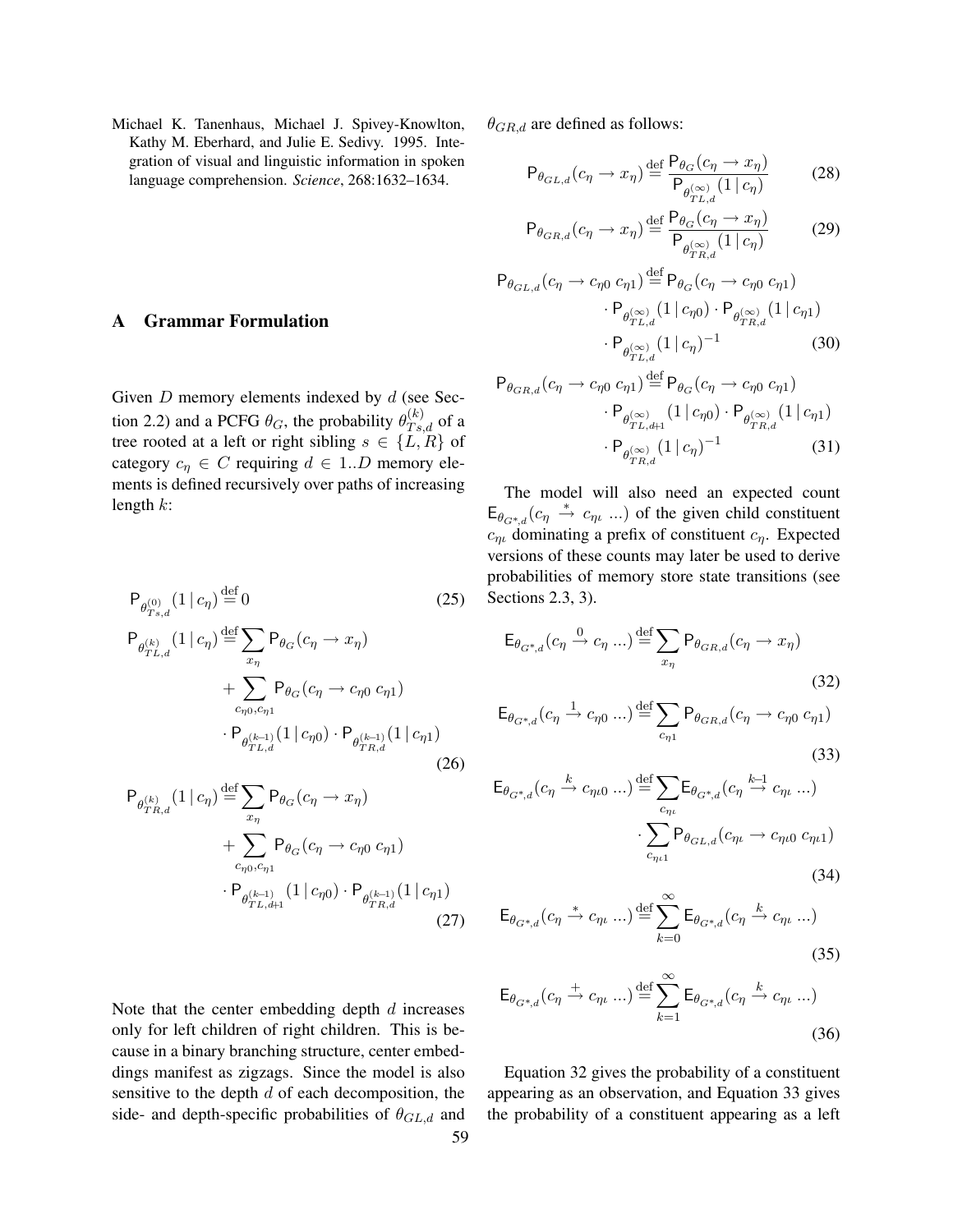Michael K. Tanenhaus, Michael J. Spivey-Knowlton, Kathy M. Eberhard, and Julie E. Sedivy. 1995. Integration of visual and linguistic information in spoken language comprehension. *Science*, 268:1632–1634.

## A Grammar Formulation

Given $D$ memory elements indexed by $d$ (see Section 2.2) and a PCFG $\theta_G$, the probability $\theta^{(k)}_{Ts,d}$ of a tree rooted at a left or right sibling $s \in \{L, R\}$ of category $c_\eta \in C$ requiring $d \in 1..D$ memory elements is defined recursively over paths of increasing length $k$:

$$\mathsf{P}_{\theta^{(0)}_{Ts,d}}(1 \,|\, c_\eta) \stackrel{\text{def}}{=} 0 \tag{25}$$

$$\mathsf{P}_{\theta^{(k)}_{TL,d}}(1 \,|\, c_\eta) \stackrel{\text{def}}{=} \sum_{x_\eta} \mathsf{P}_{\theta_G}(c_\eta \rightarrow x_\eta) + \sum_{c_{\eta 0}, c_{\eta 1}} \mathsf{P}_{\theta_G}(c_\eta \rightarrow c_{\eta 0}\; c_{\eta 1}) \cdot \mathsf{P}_{\theta^{(k-1)}_{TL,d}}(1 \,|\, c_{\eta 0}) \cdot \mathsf{P}_{\theta^{(k-1)}_{TR,d}}(1 \,|\, c_{\eta 1}) \tag{26}$$

$$\mathsf{P}_{\theta^{(k)}_{TR,d}}(1 \,|\, c_\eta) \stackrel{\text{def}}{=} \sum_{x_\eta} \mathsf{P}_{\theta_G}(c_\eta \rightarrow x_\eta) + \sum_{c_{\eta 0}, c_{\eta 1}} \mathsf{P}_{\theta_G}(c_\eta \rightarrow c_{\eta 0}\; c_{\eta 1}) \cdot \mathsf{P}_{\theta^{(k-1)}_{TL,d+1}}(1 \,|\, c_{\eta 0}) \cdot \mathsf{P}_{\theta^{(k-1)}_{TR,d}}(1 \,|\, c_{\eta 1}) \tag{27}$$

Note that the center embedding depth $d$ increases only for left children of right children. This is because in a binary branching structure, center embeddings manifest as zigzags. Since the model is also sensitive to the depth $d$ of each decomposition, the side- and depth-specific probabilities of $\theta_{GL,d}$ and $\theta_{GR,d}$ are defined as follows:

$$\mathsf{P}_{\theta_{GL,d}}(c_\eta \rightarrow x_\eta) \stackrel{\text{def}}{=} \frac{\mathsf{P}_{\theta_G}(c_\eta \rightarrow x_\eta)}{\mathsf{P}_{\theta^{(\infty)}_{TL,d}}(1 \,|\, c_\eta)} \tag{28}$$

$$\mathsf{P}_{\theta_{GR,d}}(c_\eta \rightarrow x_\eta) \stackrel{\text{def}}{=} \frac{\mathsf{P}_{\theta_G}(c_\eta \rightarrow x_\eta)}{\mathsf{P}_{\theta^{(\infty)}_{TR,d}}(1 \,|\, c_\eta)} \tag{29}$$

$$\mathsf{P}_{\theta_{GL,d}}(c_\eta \rightarrow c_{\eta 0}\; c_{\eta 1}) \stackrel{\text{def}}{=} \mathsf{P}_{\theta_G}(c_\eta \rightarrow c_{\eta 0}\; c_{\eta 1}) \cdot \mathsf{P}_{\theta^{(\infty)}_{TL,d}}(1 \,|\, c_{\eta 0}) \cdot \mathsf{P}_{\theta^{(\infty)}_{TR,d}}(1 \,|\, c_{\eta 1}) \cdot \mathsf{P}_{\theta^{(\infty)}_{TL,d}}(1 \,|\, c_\eta)^{-1} \tag{30}$$

$$\mathsf{P}_{\theta_{GR,d}}(c_\eta \rightarrow c_{\eta 0}\; c_{\eta 1}) \stackrel{\text{def}}{=} \mathsf{P}_{\theta_G}(c_\eta \rightarrow c_{\eta 0}\; c_{\eta 1}) \cdot \mathsf{P}_{\theta^{(\infty)}_{TL,d+1}}(1 \,|\, c_{\eta 0}) \cdot \mathsf{P}_{\theta^{(\infty)}_{TR,d}}(1 \,|\, c_{\eta 1}) \cdot \mathsf{P}_{\theta^{(\infty)}_{TR,d}}(1 \,|\, c_\eta)^{-1} \tag{31}$$

The model will also need an expected count $\mathsf{E}_{\theta_{G^*,d}}(c_\eta \stackrel{*}{\rightarrow} c_{\eta\iota}\; ...)$ of the given child constituent $c_{\eta\iota}$ dominating a prefix of constituent $c_\eta$. Expected versions of these counts may later be used to derive probabilities of memory store state transitions (see Sections 2.3, 3).

$$\mathsf{E}_{\theta_{G^*,d}}(c_\eta \stackrel{0}{\rightarrow} c_\eta\; ...) \stackrel{\text{def}}{=} \sum_{x_\eta} \mathsf{P}_{\theta_{GR,d}}(c_\eta \rightarrow x_\eta) \tag{32}$$

$$\mathsf{E}_{\theta_{G^*,d}}(c_\eta \stackrel{1}{\rightarrow} c_{\eta 0}\; ...) \stackrel{\text{def}}{=} \sum_{c_{\eta 1}} \mathsf{P}_{\theta_{GR,d}}(c_\eta \rightarrow c_{\eta 0}\; c_{\eta 1}) \tag{33}$$

$$\mathsf{E}_{\theta_{G^*,d}}(c_\eta \stackrel{k}{\rightarrow} c_{\eta\iota 0}\; ...) \stackrel{\text{def}}{=} \sum_{c_{\eta\iota}} \mathsf{E}_{\theta_{G^*,d}}(c_\eta \stackrel{k-1}{\rightarrow} c_{\eta\iota}\; ...) \cdot \sum_{c_{\eta\iota 1}} \mathsf{P}_{\theta_{GL,d}}(c_{\eta\iota} \rightarrow c_{\eta\iota 0}\; c_{\eta\iota 1}) \tag{34}$$

$$\mathsf{E}_{\theta_{G^*,d}}(c_\eta \stackrel{*}{\rightarrow} c_{\eta\iota}\; ...) \stackrel{\text{def}}{=} \sum_{k=0}^{\infty} \mathsf{E}_{\theta_{G^*,d}}(c_\eta \stackrel{k}{\rightarrow} c_{\eta\iota}\; ...) \tag{35}$$

$$\mathsf{E}_{\theta_{G^*,d}}(c_\eta \stackrel{+}{\rightarrow} c_{\eta\iota}\; ...) \stackrel{\text{def}}{=} \sum_{k=1}^{\infty} \mathsf{E}_{\theta_{G^*,d}}(c_\eta \stackrel{k}{\rightarrow} c_{\eta\iota}\; ...) \tag{36}$$

Equation 32 gives the probability of a constituent appearing as an observation, and Equation 33 gives the probability of a constituent appearing as a left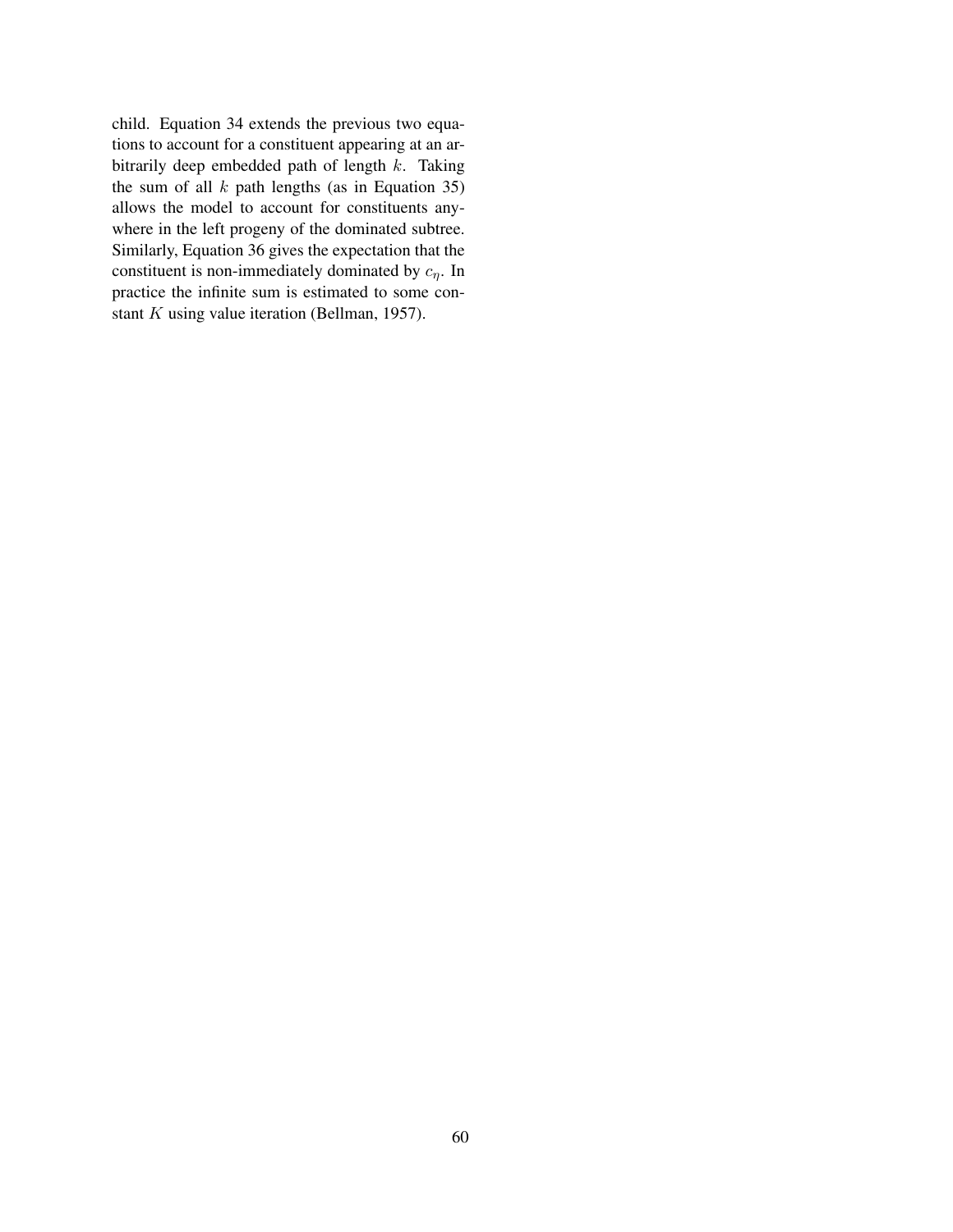child. Equation 34 extends the previous two equations to account for a constituent appearing at an arbitrarily deep embedded path of length $k$. Taking the sum of all $k$ path lengths (as in Equation 35) allows the model to account for constituents anywhere in the left progeny of the dominated subtree. Similarly, Equation 36 gives the expectation that the constituent is non-immediately dominated by $c_\eta$. In practice the infinite sum is estimated to some constant $K$ using value iteration (Bellman, 1957).